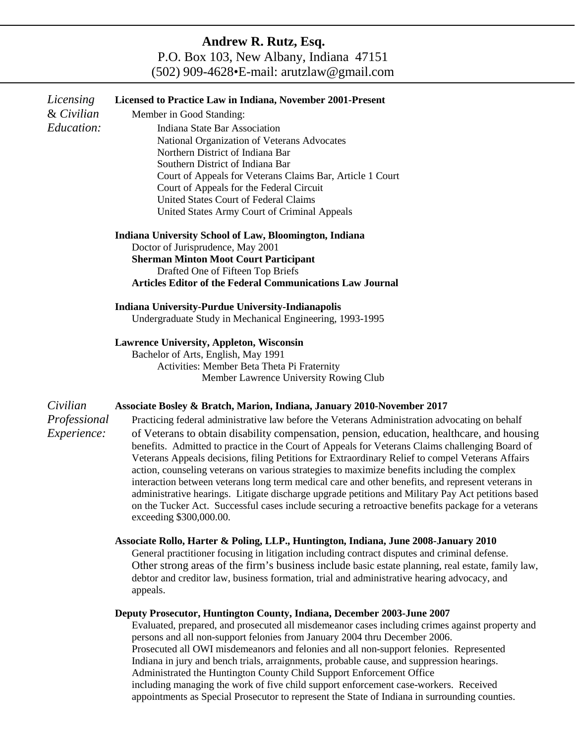# Andrew R. Rutz, Esq.

P.O. Box 103, New Albany, Indiana 47151
(502) 909-4628•E-mail: arutzlaw@gmail.com

---

## *Licensing & Civilian Education:*

**Licensed to Practice Law in Indiana, November 2001-Present**

Member in Good Standing:

- Indiana State Bar Association
- National Organization of Veterans Advocates
- Northern District of Indiana Bar
- Southern District of Indiana Bar
- Court of Appeals for Veterans Claims Bar, Article 1 Court
- Court of Appeals for the Federal Circuit
- United States Court of Federal Claims
- United States Army Court of Criminal Appeals

**Indiana University School of Law, Bloomington, Indiana**

Doctor of Jurisprudence, May 2001

**Sherman Minton Moot Court Participant**

Drafted One of Fifteen Top Briefs

**Articles Editor of the Federal Communications Law Journal**

**Indiana University-Purdue University-Indianapolis**

Undergraduate Study in Mechanical Engineering, 1993-1995

**Lawrence University, Appleton, Wisconsin**

Bachelor of Arts, English, May 1991

Activities: Member Beta Theta Pi Fraternity
Member Lawrence University Rowing Club

## *Civilian Professional Experience:*

**Associate Bosley & Bratch, Marion, Indiana, January 2010-November 2017**

Practicing federal administrative law before the Veterans Administration advocating on behalf of Veterans to obtain disability compensation, pension, education, healthcare, and housing benefits. Admitted to practice in the Court of Appeals for Veterans Claims challenging Board of Veterans Appeals decisions, filing Petitions for Extraordinary Relief to compel Veterans Affairs action, counseling veterans on various strategies to maximize benefits including the complex interaction between veterans long term medical care and other benefits, and represent veterans in administrative hearings. Litigate discharge upgrade petitions and Military Pay Act petitions based on the Tucker Act. Successful cases include securing a retroactive benefits package for a veterans exceeding $300,000.00.

**Associate Rollo, Harter & Poling, LLP., Huntington, Indiana, June 2008-January 2010**

General practitioner focusing in litigation including contract disputes and criminal defense. Other strong areas of the firm's business include basic estate planning, real estate, family law, debtor and creditor law, business formation, trial and administrative hearing advocacy, and appeals.

**Deputy Prosecutor, Huntington County, Indiana, December 2003-June 2007**

Evaluated, prepared, and prosecuted all misdemeanor cases including crimes against property and persons and all non-support felonies from January 2004 thru December 2006.
Prosecuted all OWI misdemeanors and felonies and all non-support felonies. Represented Indiana in jury and bench trials, arraignments, probable cause, and suppression hearings.
Administrated the Huntington County Child Support Enforcement Office including managing the work of five child support enforcement case-workers. Received appointments as Special Prosecutor to represent the State of Indiana in surrounding counties.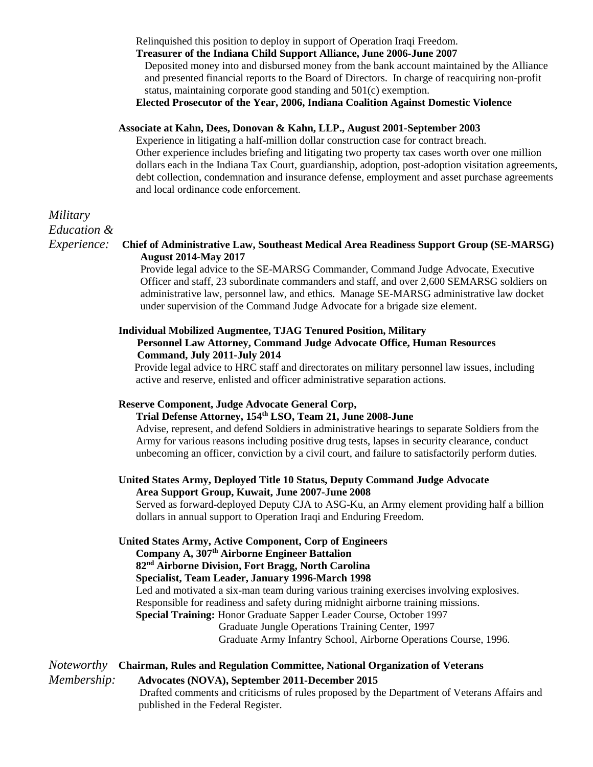Relinquished this position to deploy in support of Operation Iraqi Freedom.

**Treasurer of the Indiana Child Support Alliance, June 2006-June 2007**

Deposited money into and disbursed money from the bank account maintained by the Alliance and presented financial reports to the Board of Directors. In charge of reacquiring non-profit status, maintaining corporate good standing and 501(c) exemption.

**Elected Prosecutor of the Year, 2006, Indiana Coalition Against Domestic Violence**

**Associate at Kahn, Dees, Donovan & Kahn, LLP., August 2001-September 2003**

Experience in litigating a half-million dollar construction case for contract breach. Other experience includes briefing and litigating two property tax cases worth over one million dollars each in the Indiana Tax Court, guardianship, adoption, post-adoption visitation agreements, debt collection, condemnation and insurance defense, employment and asset purchase agreements and local ordinance code enforcement.

*Military Education & Experience:*

**Chief of Administrative Law, Southeast Medical Area Readiness Support Group (SE-MARSG) August 2014-May 2017**

Provide legal advice to the SE-MARSG Commander, Command Judge Advocate, Executive Officer and staff, 23 subordinate commanders and staff, and over 2,600 SEMARSG soldiers on administrative law, personnel law, and ethics. Manage SE-MARSG administrative law docket under supervision of the Command Judge Advocate for a brigade size element.

**Individual Mobilized Augmentee, TJAG Tenured Position, Military Personnel Law Attorney, Command Judge Advocate Office, Human Resources Command, July 2011-July 2014**

Provide legal advice to HRC staff and directorates on military personnel law issues, including active and reserve, enlisted and officer administrative separation actions.

**Reserve Component, Judge Advocate General Corp,**
**Trial Defense Attorney, 154th LSO, Team 21, June 2008-June**

Advise, represent, and defend Soldiers in administrative hearings to separate Soldiers from the Army for various reasons including positive drug tests, lapses in security clearance, conduct unbecoming an officer, conviction by a civil court, and failure to satisfactorily perform duties.

**United States Army, Deployed Title 10 Status, Deputy Command Judge Advocate Area Support Group, Kuwait, June 2007-June 2008**

Served as forward-deployed Deputy CJA to ASG-Ku, an Army element providing half a billion dollars in annual support to Operation Iraqi and Enduring Freedom.

**United States Army, Active Component, Corp of Engineers**
**Company A, 307th Airborne Engineer Battalion**
**82nd Airborne Division, Fort Bragg, North Carolina**
**Specialist, Team Leader, January 1996-March 1998**

Led and motivated a six-man team during various training exercises involving explosives. Responsible for readiness and safety during midnight airborne training missions.

**Special Training:** Honor Graduate Sapper Leader Course, October 1997
Graduate Jungle Operations Training Center, 1997
Graduate Army Infantry School, Airborne Operations Course, 1996.

*Noteworthy Membership:*

**Chairman, Rules and Regulation Committee, National Organization of Veterans Advocates (NOVA), September 2011-December 2015**

Drafted comments and criticisms of rules proposed by the Department of Veterans Affairs and published in the Federal Register.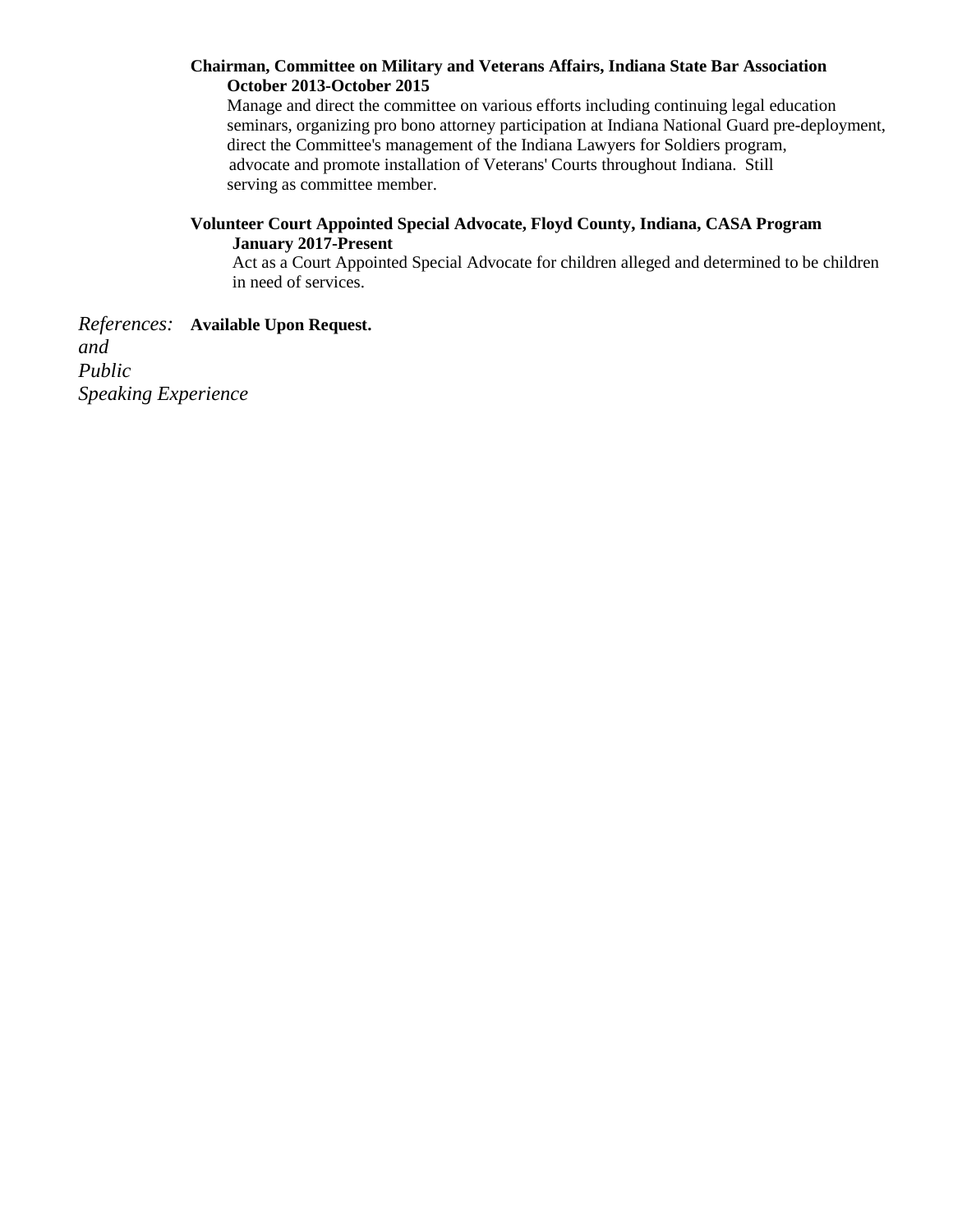**Chairman, Committee on Military and Veterans Affairs, Indiana State Bar Association**
**October 2013-October 2015**

Manage and direct the committee on various efforts including continuing legal education seminars, organizing pro bono attorney participation at Indiana National Guard pre-deployment, direct the Committee's management of the Indiana Lawyers for Soldiers program, advocate and promote installation of Veterans' Courts throughout Indiana. Still serving as committee member.

**Volunteer Court Appointed Special Advocate, Floyd County, Indiana, CASA Program**
**January 2017-Present**

Act as a Court Appointed Special Advocate for children alleged and determined to be children in need of services.

*References: and Public Speaking Experience* **Available Upon Request.**